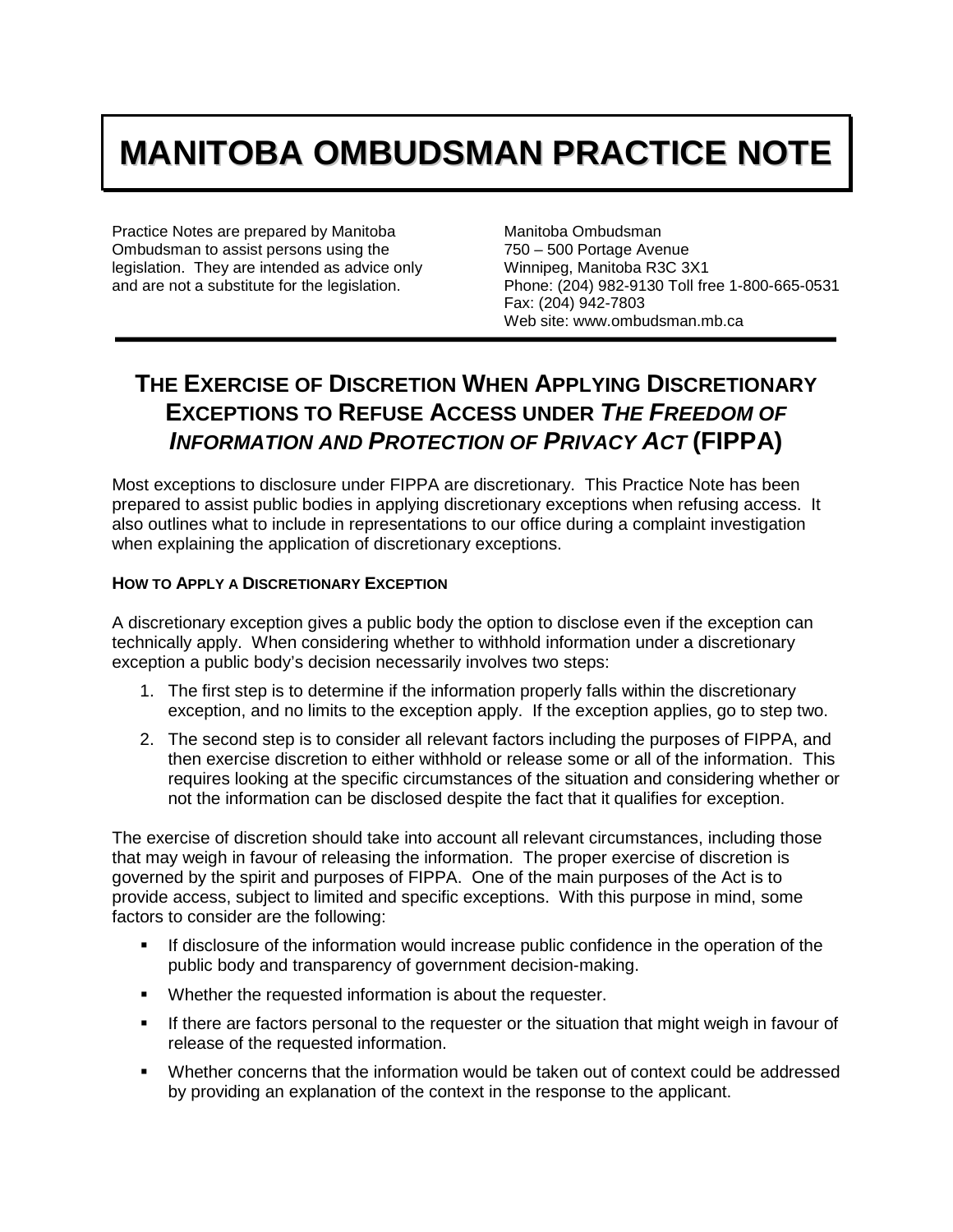# MANITOBA OMBUDSMAN PRACTICE NOTE

Practice Notes are prepared by Manitoba Ombudsman to assist persons using the legislation. They are intended as advice only and are not a substitute for the legislation.

Manitoba Ombudsman
750 – 500 Portage Avenue
Winnipeg, Manitoba R3C 3X1
Phone: (204) 982-9130 Toll free 1-800-665-0531
Fax: (204) 942-7803
Web site: www.ombudsman.mb.ca

## THE EXERCISE OF DISCRETION WHEN APPLYING DISCRETIONARY EXCEPTIONS TO REFUSE ACCESS UNDER *THE FREEDOM OF INFORMATION AND PROTECTION OF PRIVACY ACT* (FIPPA)

Most exceptions to disclosure under FIPPA are discretionary. This Practice Note has been prepared to assist public bodies in applying discretionary exceptions when refusing access. It also outlines what to include in representations to our office during a complaint investigation when explaining the application of discretionary exceptions.

### HOW TO APPLY A DISCRETIONARY EXCEPTION

A discretionary exception gives a public body the option to disclose even if the exception can technically apply. When considering whether to withhold information under a discretionary exception a public body's decision necessarily involves two steps:

1. The first step is to determine if the information properly falls within the discretionary exception, and no limits to the exception apply. If the exception applies, go to step two.
2. The second step is to consider all relevant factors including the purposes of FIPPA, and then exercise discretion to either withhold or release some or all of the information. This requires looking at the specific circumstances of the situation and considering whether or not the information can be disclosed despite the fact that it qualifies for exception.

The exercise of discretion should take into account all relevant circumstances, including those that may weigh in favour of releasing the information. The proper exercise of discretion is governed by the spirit and purposes of FIPPA. One of the main purposes of the Act is to provide access, subject to limited and specific exceptions. With this purpose in mind, some factors to consider are the following:

- If disclosure of the information would increase public confidence in the operation of the public body and transparency of government decision-making.
- Whether the requested information is about the requester.
- If there are factors personal to the requester or the situation that might weigh in favour of release of the requested information.
- Whether concerns that the information would be taken out of context could be addressed by providing an explanation of the context in the response to the applicant.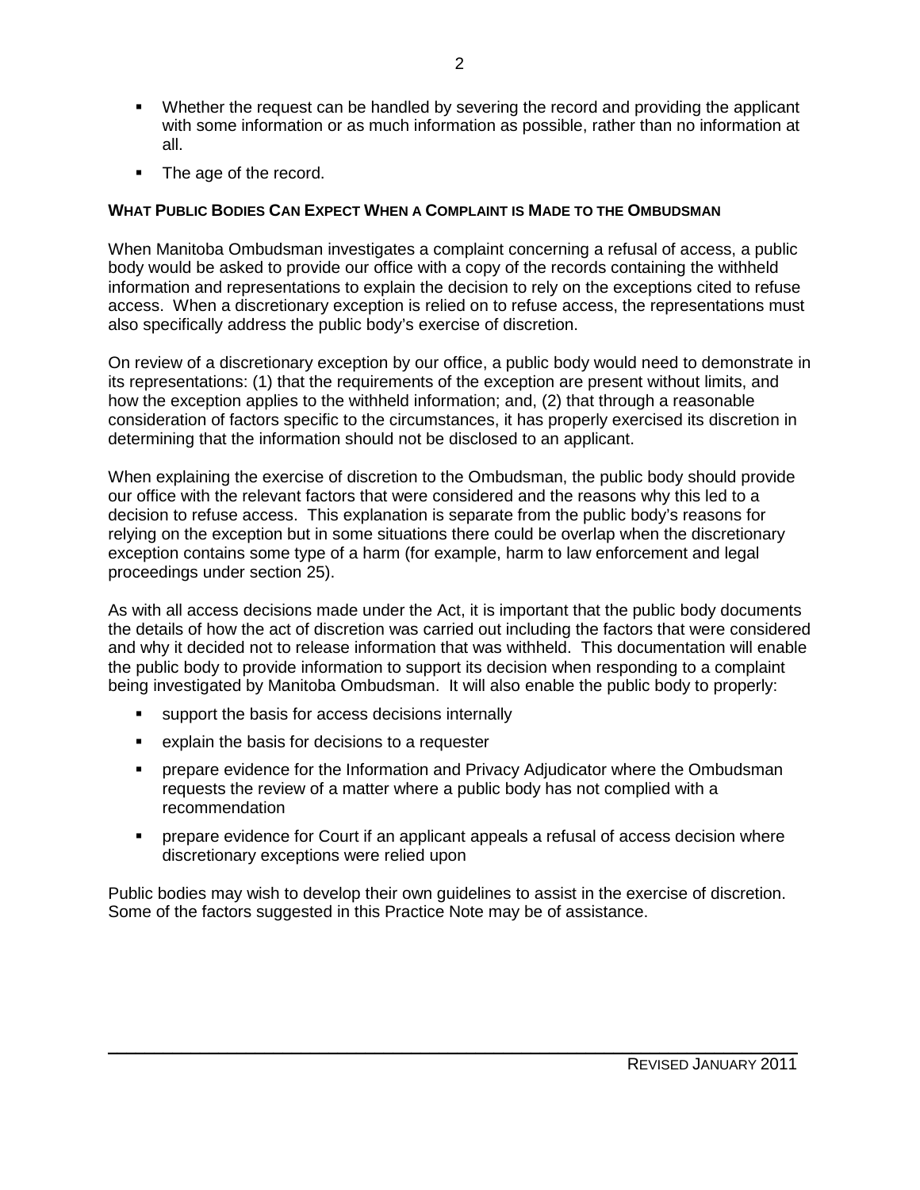- Whether the request can be handled by severing the record and providing the applicant with some information or as much information as possible, rather than no information at all.
- The age of the record.

### WHAT PUBLIC BODIES CAN EXPECT WHEN A COMPLAINT IS MADE TO THE OMBUDSMAN

When Manitoba Ombudsman investigates a complaint concerning a refusal of access, a public body would be asked to provide our office with a copy of the records containing the withheld information and representations to explain the decision to rely on the exceptions cited to refuse access. When a discretionary exception is relied on to refuse access, the representations must also specifically address the public body's exercise of discretion.

On review of a discretionary exception by our office, a public body would need to demonstrate in its representations: (1) that the requirements of the exception are present without limits, and how the exception applies to the withheld information; and, (2) that through a reasonable consideration of factors specific to the circumstances, it has properly exercised its discretion in determining that the information should not be disclosed to an applicant.

When explaining the exercise of discretion to the Ombudsman, the public body should provide our office with the relevant factors that were considered and the reasons why this led to a decision to refuse access. This explanation is separate from the public body's reasons for relying on the exception but in some situations there could be overlap when the discretionary exception contains some type of a harm (for example, harm to law enforcement and legal proceedings under section 25).

As with all access decisions made under the Act, it is important that the public body documents the details of how the act of discretion was carried out including the factors that were considered and why it decided not to release information that was withheld. This documentation will enable the public body to provide information to support its decision when responding to a complaint being investigated by Manitoba Ombudsman. It will also enable the public body to properly:

- support the basis for access decisions internally
- explain the basis for decisions to a requester
- prepare evidence for the Information and Privacy Adjudicator where the Ombudsman requests the review of a matter where a public body has not complied with a recommendation
- prepare evidence for Court if an applicant appeals a refusal of access decision where discretionary exceptions were relied upon

Public bodies may wish to develop their own guidelines to assist in the exercise of discretion. Some of the factors suggested in this Practice Note may be of assistance.

REVISED JANUARY 2011